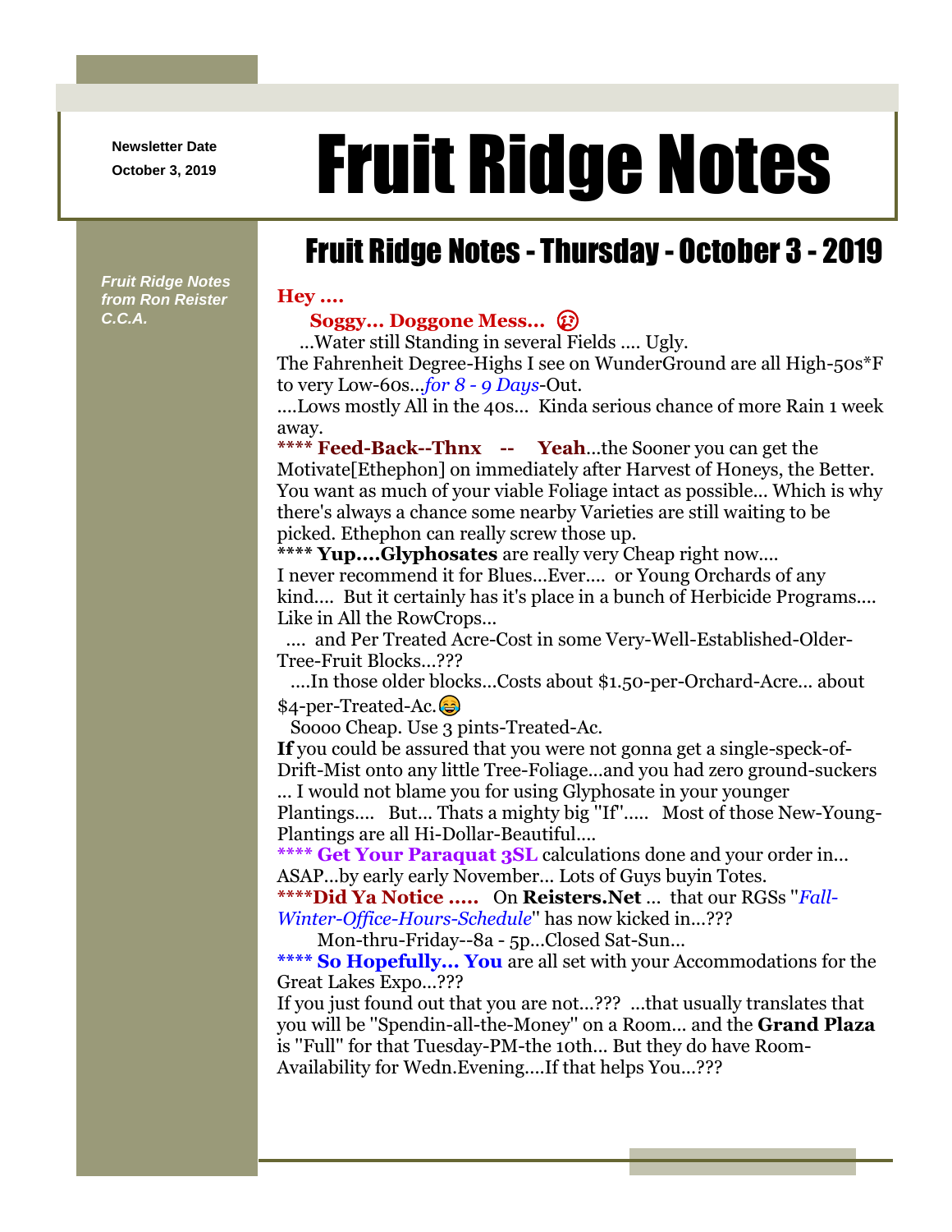Newsletter Date
October 3, 2019

# Fruit Ridge Notes

*Fruit Ridge Notes from Ron Reister C.C.A.*

## Fruit Ridge Notes - Thursday - October 3 - 2019

**Hey ....**

**Soggy... Doggone Mess...** 😢

...Water still Standing in several Fields .... Ugly.
The Fahrenheit Degree-Highs I see on WunderGround are all High-50s*F to very Low-60s...*for 8 - 9 Days*-Out.
....Lows mostly All in the 40s... Kinda serious chance of more Rain 1 week away.

**** **Feed-Back--Thnx -- Yeah**...the Sooner you can get the Motivate[Ethephon] on immediately after Harvest of Honeys, the Better. You want as much of your viable Foliage intact as possible... Which is why there's always a chance some nearby Varieties are still waiting to be picked. Ethephon can really screw those up.

**** **Yup....Glyphosates** are really very Cheap right now....
I never recommend it for Blues...Ever.... or Young Orchards of any kind.... But it certainly has it's place in a bunch of Herbicide Programs.... Like in All the RowCrops...
.... and Per Treated Acre-Cost in some Very-Well-Established-Older-Tree-Fruit Blocks...???
....In those older blocks...Costs about $1.50-per-Orchard-Acre... about $4-per-Treated-Ac.😂
Soooo Cheap. Use 3 pints-Treated-Ac.
**If** you could be assured that you were not gonna get a single-speck-of-Drift-Mist onto any little Tree-Foliage...and you had zero ground-suckers ... I would not blame you for using Glyphosate in your younger Plantings.... But... Thats a mighty big "If"..... Most of those New-Young-Plantings are all Hi-Dollar-Beautiful....

**** **Get Your Paraquat 3SL** calculations done and your order in... ASAP...by early early November... Lots of Guys buyin Totes.

****Did Ya Notice ..... On **Reisters.Net** ... that our RGSs "*Fall-Winter-Office-Hours-Schedule*" has now kicked in...???
Mon-thru-Friday--8a - 5p...Closed Sat-Sun...

**** **So Hopefully... You** are all set with your Accommodations for the Great Lakes Expo...???
If you just found out that you are not...??? ...that usually translates that you will be "Spendin-all-the-Money" on a Room... and the **Grand Plaza** is "Full" for that Tuesday-PM-the 10th... But they do have Room-Availability for Wedn.Evening....If that helps You...???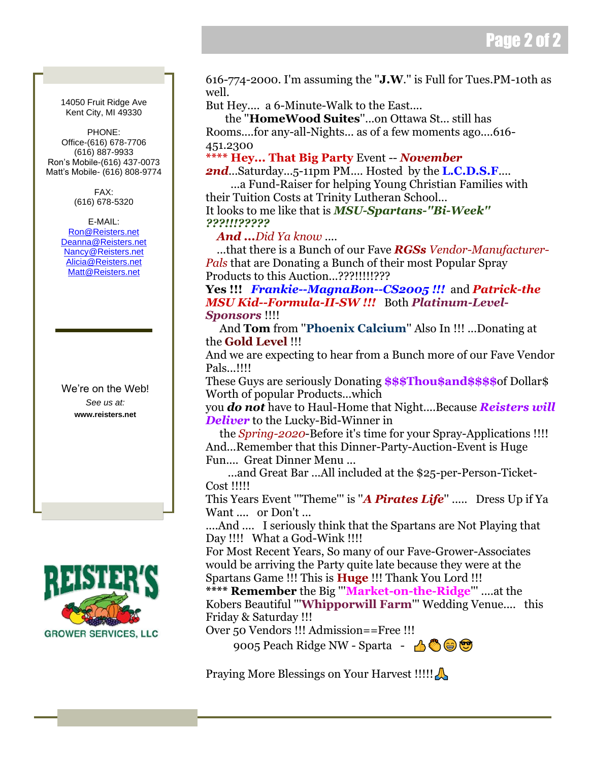14050 Fruit Ridge Ave
Kent City, MI 49330

PHONE:
Office-(616) 678-7706
(616) 887-9933
Ron's Mobile-(616) 437-0073
Matt's Mobile- (616) 808-9774

FAX:
(616) 678-5320

E-MAIL:
Ron@Reisters.net
Deanna@Reisters.net
Nancy@Reisters.net
Alicia@Reisters.net
Matt@Reisters.net

We're on the Web!
*See us at:*
**www.reisters.net**

REISTER'S
GROWER SERVICES, LLC

---

616-774-2000. I'm assuming the "**J.W**." is Full for Tues.PM-10th as well.

But Hey.... a 6-Minute-Walk to the East....
the "**HomeWood Suites**"...on Ottawa St... still has Rooms....for any-all-Nights... as of a few moments ago....616-451.2300

**** **Hey... That Big Party** Event -- ***November 2nd***...Saturday...5-11pm PM.... Hosted by the **L.C.D.S.F**....
...a Fund-Raiser for helping Young Christian Families with their Tuition Costs at Trinity Lutheran School...
It looks to me like that is ***MSU-Spartans-"Bi-Week" ???!!!?????***

***And ...****Did Ya know* ....
...that there is a Bunch of our Fave ***RGSs*** *Vendor-Manufacturer-Pals* that are Donating a Bunch of their most Popular Spray Products to this Auction...???!!!!!???

**Yes !!!** ***Frankie--MagnaBon--CS2005 !!!*** and ***Patrick-the MSU Kid--Formula-II-SW !!!*** Both ***Platinum-Level-Sponsors*** !!!!
And **Tom** from "**Phoenix Calcium**" Also In !!! ...Donating at the **Gold Level** !!!
And we are expecting to hear from a Bunch more of our Fave Vendor Pals...!!!!
These Guys are seriously Donating **$$$Thou$and$$$$**of Dollar$ Worth of popular Products...which you ***do not*** have to Haul-Home that Night....Because ***Reisters will Deliver*** to the Lucky-Bid-Winner in
the *Spring-2020*-Before it's time for your Spray-Applications !!!!
And...Remember that this Dinner-Party-Auction-Event is Huge Fun.... Great Dinner Menu ...
...and Great Bar ...All included at the $25-per-Person-Ticket-Cost !!!!!
This Years Event '"Theme"' is "***A Pirates Life***" ..... Dress Up if Ya Want .... or Don't ...
....And .... I seriously think that the Spartans are Not Playing that Day !!!! What a God-Wink !!!!
For Most Recent Years, So many of our Fave-Grower-Associates would be arriving the Party quite late because they were at the Spartans Game !!! This is **Huge** !!! Thank You Lord !!!

**** **Remember** the Big '"**Market-on-the-Ridge**"' ....at the Kobers Beautiful '"**Whipporwill Farm**"' Wedding Venue.... this Friday & Saturday !!!
Over 50 Vendors !!! Admission==Free !!!
9005 Peach Ridge NW - Sparta - 👍👏😁😎

Praying More Blessings on Your Harvest !!!!!🙏